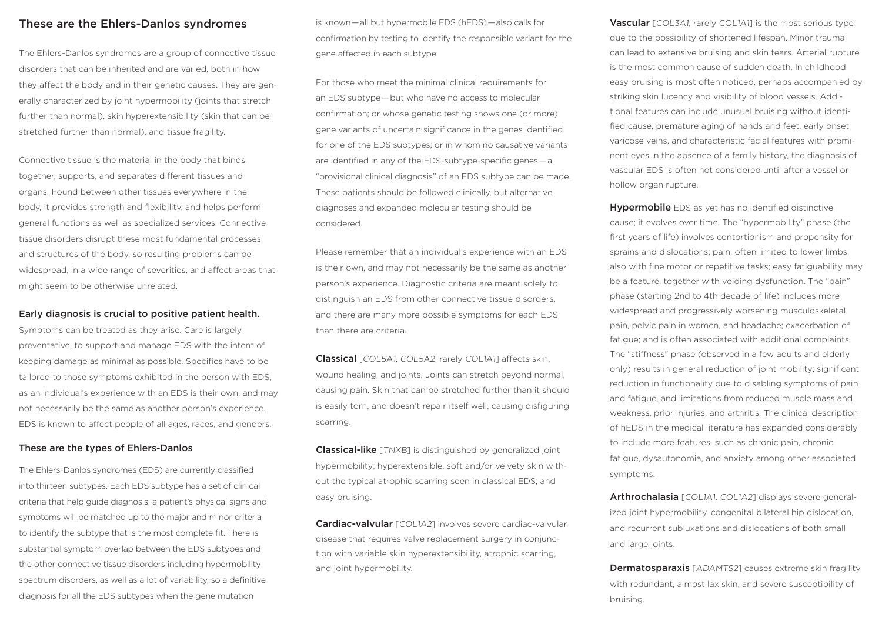## These are the Ehlers-Danlos syndromes

The Ehlers-Danlos syndromes are a group of connective tissue disorders that can be inherited and are varied, both in how they affect the body and in their genetic causes. They are generally characterized by joint hypermobility (joints that stretch further than normal), skin hyperextensibility (skin that can be stretched further than normal), and tissue fragility.

Connective tissue is the material in the body that binds together, supports, and separates different tissues and organs. Found between other tissues everywhere in the body, it provides strength and flexibility, and helps perform general functions as well as specialized services. Connective tissue disorders disrupt these most fundamental processes and structures of the body, so resulting problems can be widespread, in a wide range of severities, and affect areas that might seem to be otherwise unrelated.

### Early diagnosis is crucial to positive patient health.

Symptoms can be treated as they arise. Care is largely preventative, to support and manage EDS with the intent of keeping damage as minimal as possible. Specifics have to be tailored to those symptoms exhibited in the person with EDS, as an individual's experience with an EDS is their own, and may not necessarily be the same as another person's experience. EDS is known to affect people of all ages, races, and genders.

### These are the types of Ehlers-Danlos

The Ehlers-Danlos syndromes (EDS) are currently classified into thirteen subtypes. Each EDS subtype has a set of clinical criteria that help guide diagnosis; a patient's physical signs and symptoms will be matched up to the major and minor criteria to identify the subtype that is the most complete fit. There is substantial symptom overlap between the EDS subtypes and the other connective tissue disorders including hypermobility spectrum disorders, as well as a lot of variability, so a definitive diagnosis for all the EDS subtypes when the gene mutation is known—all but hypermobile EDS (hEDS)—also calls for confirmation by testing to identify the responsible variant for the gene affected in each subtype.

For those who meet the minimal clinical requirements for an EDS subtype—but who have no access to molecular confirmation; or whose genetic testing shows one (or more) gene variants of uncertain significance in the genes identified for one of the EDS subtypes; or in whom no causative variants are identified in any of the EDS-subtype-specific genes—a "provisional clinical diagnosis" of an EDS subtype can be made. These patients should be followed clinically, but alternative diagnoses and expanded molecular testing should be considered.

Please remember that an individual's experience with an EDS is their own, and may not necessarily be the same as another person's experience. Diagnostic criteria are meant solely to distinguish an EDS from other connective tissue disorders, and there are many more possible symptoms for each EDS than there are criteria.

**Classical** [*COL5A1, COL5A2*, rarely *COL1A1*] affects skin, wound healing, and joints. Joints can stretch beyond normal, causing pain. Skin that can be stretched further than it should is easily torn, and doesn't repair itself well, causing disfiguring scarring.

**Classical-like** [*TNXB*] is distinguished by generalized joint hypermobility; hyperextensible, soft and/or velvety skin without the typical atrophic scarring seen in classical EDS; and easy bruising.

**Cardiac-valvular** [*COL1A2*] involves severe cardiac-valvular disease that requires valve replacement surgery in conjunction with variable skin hyperextensibility, atrophic scarring, and joint hypermobility.

**Vascular** [*COL3A1*, rarely *COL1A1*] is the most serious type due to the possibility of shortened lifespan. Minor trauma can lead to extensive bruising and skin tears. Arterial rupture is the most common cause of sudden death. In childhood easy bruising is most often noticed, perhaps accompanied by striking skin lucency and visibility of blood vessels. Additional features can include unusual bruising without identified cause, premature aging of hands and feet, early onset varicose veins, and characteristic facial features with prominent eyes. n the absence of a family history, the diagnosis of vascular EDS is often not considered until after a vessel or hollow organ rupture.

**Hypermobile** EDS as yet has no identified distinctive cause; it evolves over time. The "hypermobility" phase (the first years of life) involves contortionism and propensity for sprains and dislocations; pain, often limited to lower limbs, also with fine motor or repetitive tasks; easy fatiguability may be a feature, together with voiding dysfunction. The "pain" phase (starting 2nd to 4th decade of life) includes more widespread and progressively worsening musculoskeletal pain, pelvic pain in women, and headache; exacerbation of fatigue; and is often associated with additional complaints. The "stiffness" phase (observed in a few adults and elderly only) results in general reduction of joint mobility; significant reduction in functionality due to disabling symptoms of pain and fatigue, and limitations from reduced muscle mass and weakness, prior injuries, and arthritis. The clinical description of hEDS in the medical literature has expanded considerably to include more features, such as chronic pain, chronic fatigue, dysautonomia, and anxiety among other associated symptoms.

**Arthrochalasia** [*COL1A1, COL1A2*] displays severe generalized joint hypermobility, congenital bilateral hip dislocation, and recurrent subluxations and dislocations of both small and large joints.

**Dermatosparaxis** [*ADAMTS2*] causes extreme skin fragility with redundant, almost lax skin, and severe susceptibility of bruising.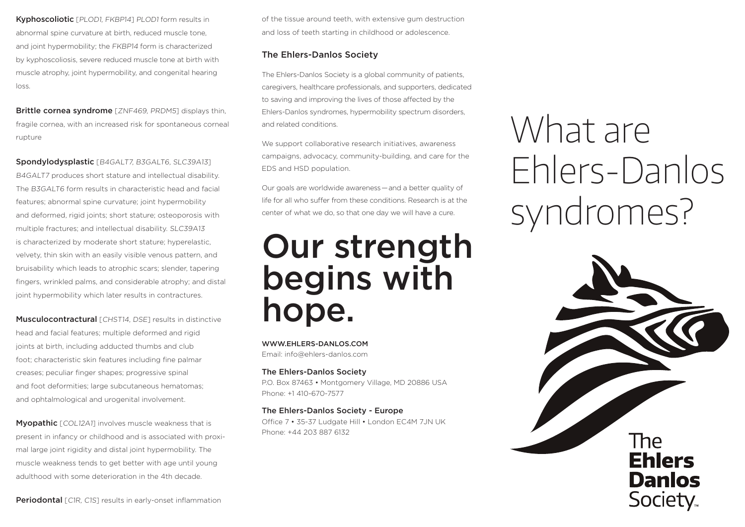**Kyphoscoliotic** [*PLOD1, FKBP14*] *PLOD1* form results in abnormal spine curvature at birth, reduced muscle tone, and joint hypermobility; the *FKBP14* form is characterized by kyphoscoliosis, severe reduced muscle tone at birth with muscle atrophy, joint hypermobility, and congenital hearing loss.

**Brittle cornea syndrome** [*ZNF469, PRDM5*] displays thin, fragile cornea, with an increased risk for spontaneous corneal rupture

**Spondylodysplastic** [*B4GALT7, B3GALT6, SLC39A13*] *B4GALT7* produces short stature and intellectual disability. The *B3GALT6* form results in characteristic head and facial features; abnormal spine curvature; joint hypermobility and deformed, rigid joints; short stature; osteoporosis with multiple fractures; and intellectual disability. *SLC39A13* is characterized by moderate short stature; hyperelastic, velvety, thin skin with an easily visible venous pattern, and bruisability which leads to atrophic scars; slender, tapering fingers, wrinkled palms, and considerable atrophy; and distal joint hypermobility which later results in contractures.

**Musculocontractural** [*CHST14, DSE*] results in distinctive head and facial features; multiple deformed and rigid joints at birth, including adducted thumbs and club foot; characteristic skin features including fine palmar creases; peculiar finger shapes; progressive spinal and foot deformities; large subcutaneous hematomas; and ophtalmological and urogenital involvement.

**Myopathic** [*COL12A1*] involves muscle weakness that is present in infancy or childhood and is associated with proximal large joint rigidity and distal joint hypermobility. The muscle weakness tends to get better with age until young adulthood with some deterioration in the 4th decade.

**Periodontal** [*C1R, C1S*] results in early-onset inflammation of the tissue around teeth, with extensive gum destruction and loss of teeth starting in childhood or adolescence.

## The Ehlers-Danlos Society

The Ehlers-Danlos Society is a global community of patients, caregivers, healthcare professionals, and supporters, dedicated to saving and improving the lives of those affected by the Ehlers-Danlos syndromes, hypermobility spectrum disorders, and related conditions.

We support collaborative research initiatives, awareness campaigns, advocacy, community-building, and care for the EDS and HSD population.

Our goals are worldwide awareness—and a better quality of life for all who suffer from these conditions. Research is at the center of what we do, so that one day we will have a cure.

# Our strength begins with hope.

WWW.EHLERS-DANLOS.COM
Email: info@ehlers-danlos.com

**The Ehlers-Danlos Society**
P.O. Box 87463 • Montgomery Village, MD 20886 USA
Phone: +1 410-670-7577

**The Ehlers-Danlos Society - Europe**
Office 7 • 35-37 Ludgate Hill • London EC4M 7JN UK
Phone: +44 203 887 6132

# What are Ehlers-Danlos syndromes?

The Ehlers Danlos Society™